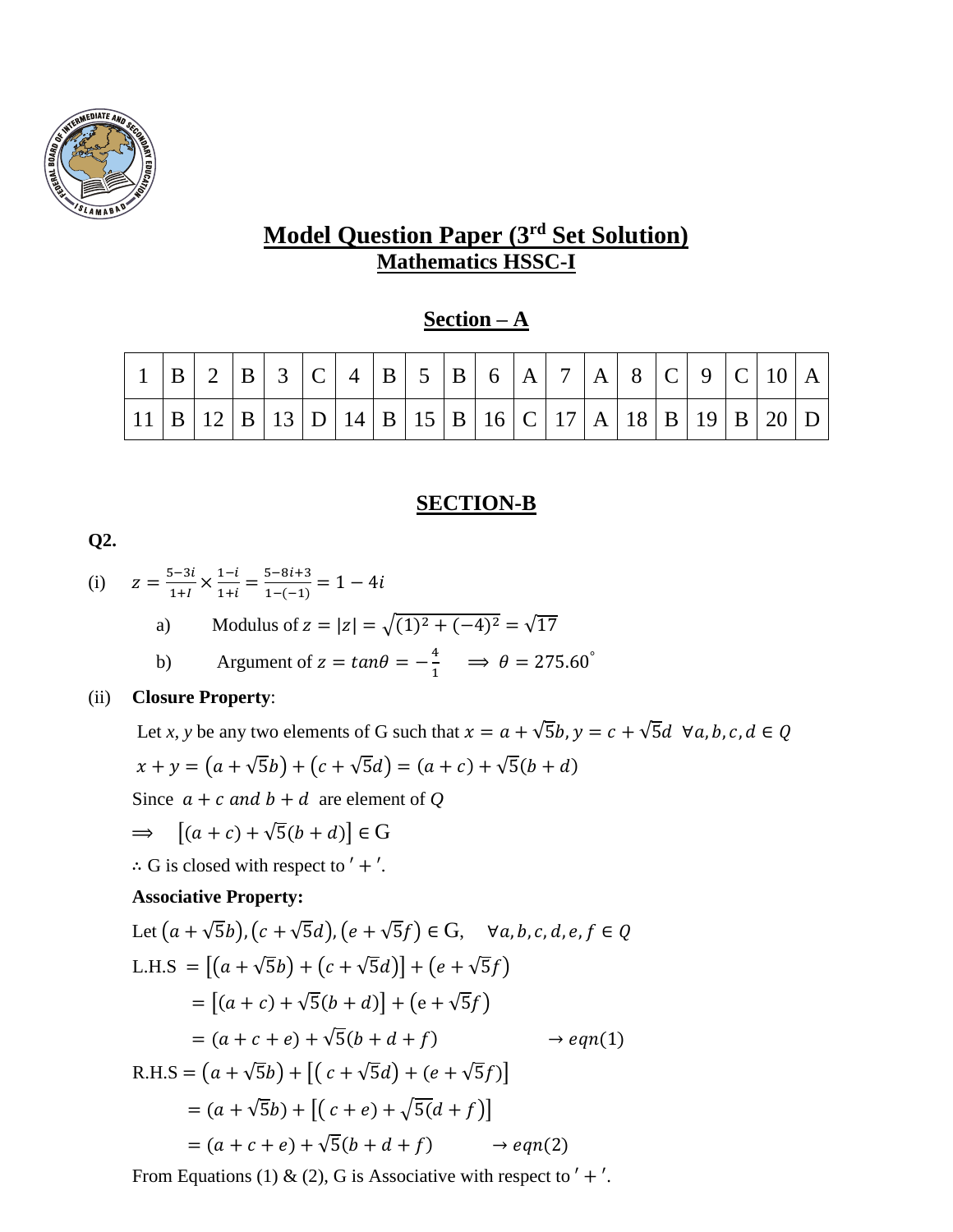# Model Question Paper (3rd Set Solution)

## Mathematics HSSC-I

## Section – A

| 1 | B | 2 | B | 3 | C | 4 | B | 5 | B | 6 | A | 7 | A | 8 | C | 9 | C | 10 | A |
|---|---|---|---|---|---|---|---|---|---|---|---|---|---|---|---|---|---|---|---|
| 11 | B | 12 | B | 13 | D | 14 | B | 15 | B | 16 | C | 17 | A | 18 | B | 19 | B | 20 | D |

## SECTION-B

**Q2.**

(i) $z = \frac{5-3i}{1+I} \times \frac{1-i}{1+i} = \frac{5-8i+3}{1-(-1)} = 1 - 4i$

a) Modulus of $z = |z| = \sqrt{(1)^2 + (-4)^2} = \sqrt{17}$

b) Argument of $z = tan\theta = -\frac{4}{1} \quad \Longrightarrow \theta = 275.60^{\circ}$

(ii) **Closure Property**:

Let *x, y* be any two elements of G such that $x = a + \sqrt{5}b, y = c + \sqrt{5}d \;\; \forall a, b, c, d \in Q$

$x + y = \left(a + \sqrt{5}b\right) + \left(c + \sqrt{5}d\right) = (a + c) + \sqrt{5}(b + d)$

Since $a + c$ *and* $b + d$ are element of $Q$

$\Longrightarrow \quad \left[(a + c) + \sqrt{5}(b + d)\right] \in$ G

$\therefore$ G is closed with respect to $' + '$.

**Associative Property:**

Let $\left(a + \sqrt{5}b\right), \left(c + \sqrt{5}d\right), \left(e + \sqrt{5}f\right) \in$ G, $\quad \forall a, b, c, d, e, f \in Q$

L.H.S $= \left[\left(a + \sqrt{5}b\right) + \left(c + \sqrt{5}d\right)\right] + \left(e + \sqrt{5}f\right)$

$= \left[(a + c) + \sqrt{5}(b + d)\right] + \left(e + \sqrt{5}f\right)$

$= (a + c + e) + \sqrt{5}(b + d + f) \qquad \rightarrow eqn(1)$

R.H.S $= \left(a + \sqrt{5}b\right) + \left[\left(c + \sqrt{5}d\right) + (e + \sqrt{5}f)\right]$

$= (a + \sqrt{5}b) + \left[\left(c + e\right) + \sqrt{5(}d + f\right)\right]$

$= (a + c + e) + \sqrt{5}(b + d + f) \qquad \rightarrow eqn(2)$

From Equations (1) & (2), G is Associative with respect to $' + '$.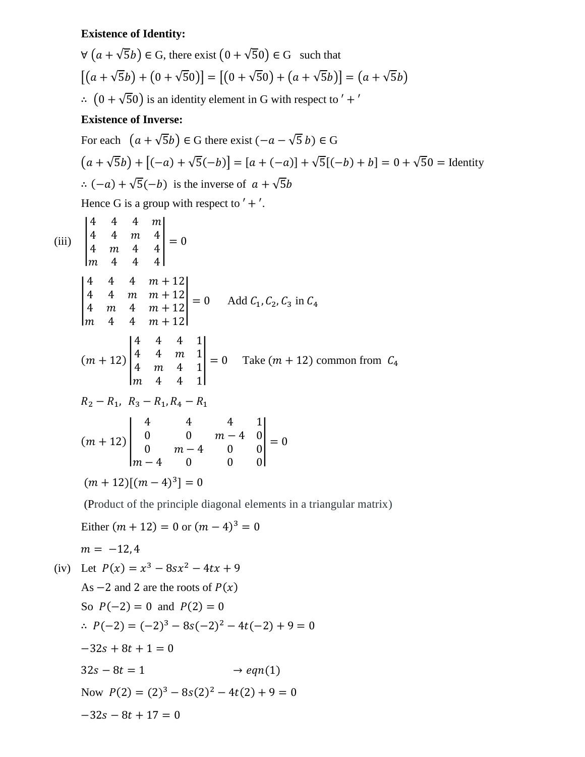**Existence of Identity:**

$\forall\ (a+\sqrt{5}b) \in$ G, there exist $(0+\sqrt{5}0) \in$ G such that

$[(a+\sqrt{5}b)+(0+\sqrt{5}0)] = [(0+\sqrt{5}0)+(a+\sqrt{5}b)] = (a+\sqrt{5}b)$

$\therefore\ (0+\sqrt{5}0)$ is an identity element in G with respect to $'+'$

**Existence of Inverse:**

For each $(a+\sqrt{5}b) \in$ G there exist $(-a-\sqrt{5}\,b) \in$ G

$(a+\sqrt{5}b)+[(-a)+\sqrt{5}(-b)] = [a+(-a)]+\sqrt{5}[(-b)+b] = 0+\sqrt{5}0 =$ Identity

$\therefore (-a)+\sqrt{5}(-b)$ is the inverse of $a+\sqrt{5}b$

Hence G is a group with respect to $'+'$.

(iii) $\begin{vmatrix} 4 & 4 & 4 & m \\ 4 & 4 & m & 4 \\ 4 & m & 4 & 4 \\ m & 4 & 4 & 4 \end{vmatrix} = 0$

$\begin{vmatrix} 4 & 4 & 4 & m+12 \\ 4 & 4 & m & m+12 \\ 4 & m & 4 & m+12 \\ m & 4 & 4 & m+12 \end{vmatrix} = 0$ Add $C_1, C_2, C_3$ in $C_4$

$(m+12)\begin{vmatrix} 4 & 4 & 4 & 1 \\ 4 & 4 & m & 1 \\ 4 & m & 4 & 1 \\ m & 4 & 4 & 1 \end{vmatrix} = 0$ Take $(m+12)$ common from $C_4$

$R_2 - R_1,\ R_3 - R_1, R_4 - R_1$

$(m+12)\begin{vmatrix} 4 & 4 & 4 & 1 \\ 0 & 0 & m-4 & 0 \\ 0 & m-4 & 0 & 0 \\ m-4 & 0 & 0 & 0 \end{vmatrix} = 0$

$(m+12)[(m-4)^3] = 0$

(Product of the principle diagonal elements in a triangular matrix)

Either $(m+12) = 0$ or $(m-4)^3 = 0$

$m = -12, 4$

(iv) Let $P(x) = x^3 - 8sx^2 - 4tx + 9$

As $-2$ and $2$ are the roots of $P(x)$

So $P(-2) = 0$ and $P(2) = 0$

$\therefore\ P(-2) = (-2)^3 - 8s(-2)^2 - 4t(-2) + 9 = 0$

$-32s + 8t + 1 = 0$

$32s - 8t = 1 \qquad \rightarrow eqn(1)$

Now $P(2) = (2)^3 - 8s(2)^2 - 4t(2) + 9 = 0$

$-32s - 8t + 17 = 0$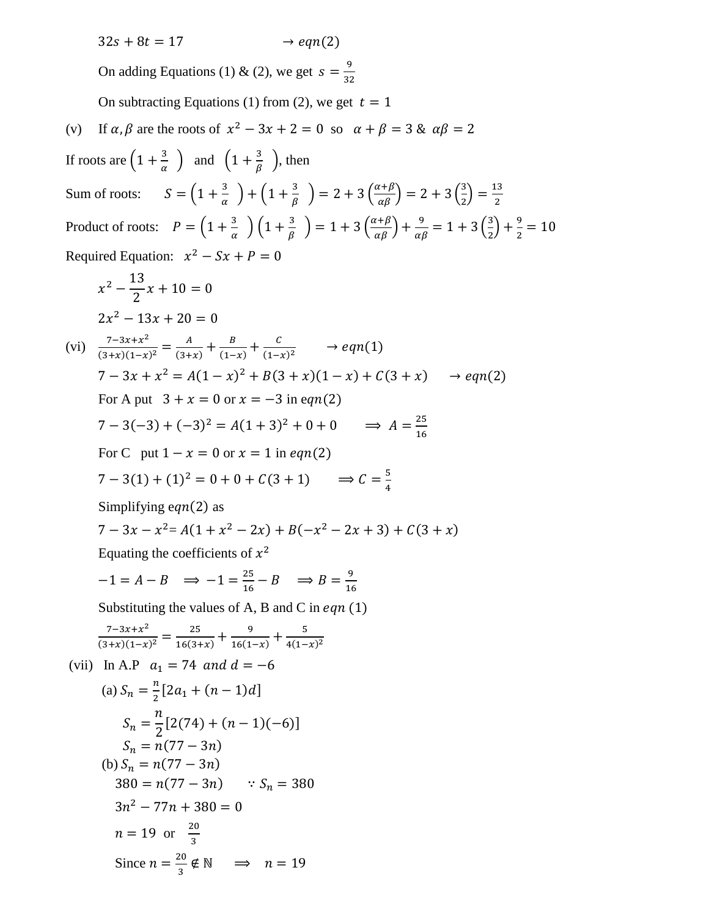$32s + 8t = 17 \qquad\qquad \rightarrow eqn(2)$

On adding Equations (1) & (2), we get $s = \frac{9}{32}$

On subtracting Equations (1) from (2), we get $t = 1$

(v) If $\alpha, \beta$ are the roots of $x^2 - 3x + 2 = 0$ so $\alpha + \beta = 3$ & $\alpha\beta = 2$

If roots are $\left(1 + \frac{3}{\alpha}\right)$ and $\left(1 + \frac{3}{\beta}\right)$, then

Sum of roots: $S = \left(1 + \frac{3}{\alpha}\right) + \left(1 + \frac{3}{\beta}\right) = 2 + 3\left(\frac{\alpha+\beta}{\alpha\beta}\right) = 2 + 3\left(\frac{3}{2}\right) = \frac{13}{2}$

Product of roots: $P = \left(1 + \frac{3}{\alpha}\right)\left(1 + \frac{3}{\beta}\right) = 1 + 3\left(\frac{\alpha+\beta}{\alpha\beta}\right) + \frac{9}{\alpha\beta} = 1 + 3\left(\frac{3}{2}\right) + \frac{9}{2} = 10$

Required Equation: $x^2 - Sx + P = 0$

$$x^2 - \frac{13}{2}x + 10 = 0$$

$$2x^2 - 13x + 20 = 0$$

(vi) $\frac{7-3x+x^2}{(3+x)(1-x)^2} = \frac{A}{(3+x)} + \frac{B}{(1-x)} + \frac{C}{(1-x)^2} \qquad \rightarrow eqn(1)$

$7 - 3x + x^2 = A(1-x)^2 + B(3+x)(1-x) + C(3+x) \qquad \rightarrow eqn(2)$

For A put $3 + x = 0$ or $x = -3$ in $eqn(2)$

$7 - 3(-3) + (-3)^2 = A(1+3)^2 + 0 + 0 \qquad \Rightarrow A = \frac{25}{16}$

For C put $1 - x = 0$ or $x = 1$ in $eqn(2)$

$7 - 3(1) + (1)^2 = 0 + 0 + C(3+1) \qquad \Rightarrow C = \frac{5}{4}$

Simplifying $eqn(2)$ as

$7 - 3x - x^2 = A(1 + x^2 - 2x) + B(-x^2 - 2x + 3) + C(3 + x)$

Equating the coefficients of $x^2$

$-1 = A - B \quad \Rightarrow -1 = \frac{25}{16} - B \quad \Rightarrow B = \frac{9}{16}$

Substituting the values of A, B and C in $eqn\ (1)$

$\frac{7-3x+x^2}{(3+x)(1-x)^2} = \frac{25}{16(3+x)} + \frac{9}{16(1-x)} + \frac{5}{4(1-x)^2}$

(vii) In A.P $a_1 = 74$ *and* $d = -6$

(a) $S_n = \frac{n}{2}[2a_1 + (n-1)d]$

$$S_n = \frac{n}{2}[2(74) + (n-1)(-6)]$$

$$S_n = n(77 - 3n)$$

(b) $S_n = n(77 - 3n)$

$380 = n(77 - 3n) \qquad \because S_n = 380$

$3n^2 - 77n + 380 = 0$

$n = 19$ or $\frac{20}{3}$

Since $n = \frac{20}{3} \notin \mathbb{N} \quad \Rightarrow \quad n = 19$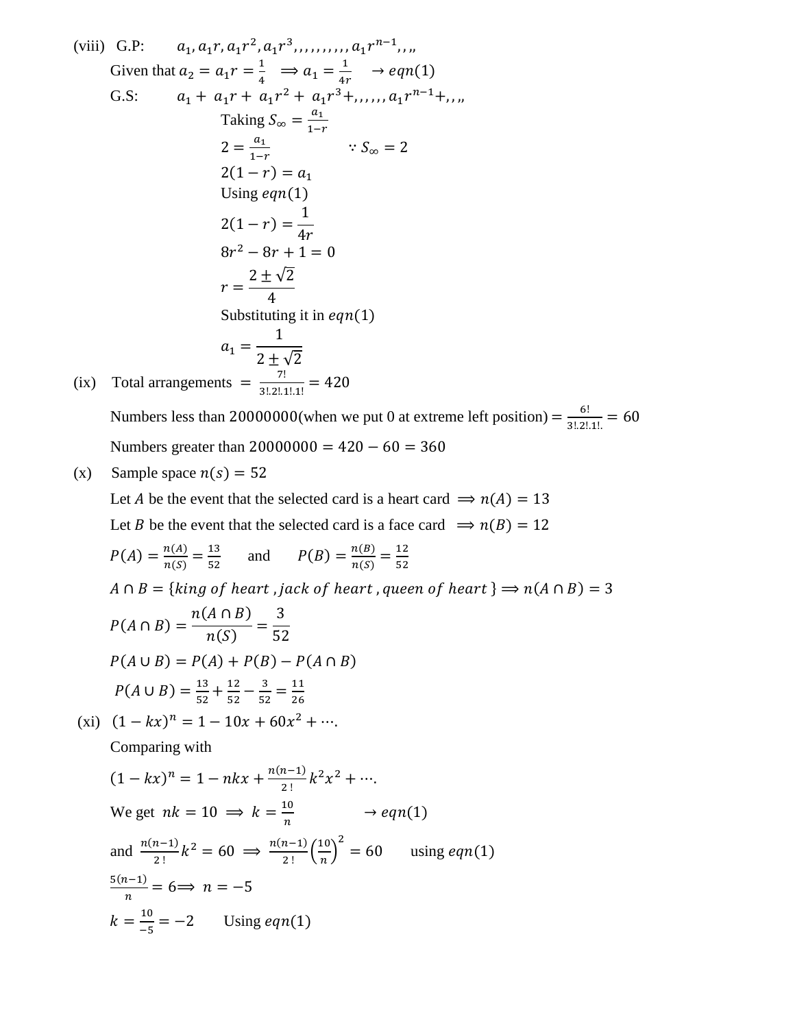(viii) G.P: $a_1, a_1r, a_1r^2, a_1r^3, , , , , , , , , a_1r^{n-1}, , „$

Given that $a_2 = a_1r = \frac{1}{4} \implies a_1 = \frac{1}{4r} \quad \rightarrow eqn(1)$

G.S: $a_1 + a_1r + a_1r^2 + a_1r^3 +, , , , , , a_1r^{n-1} +, , „$

Taking $S_\infty = \frac{a_1}{1-r}$

$2 = \frac{a_1}{1-r} \qquad \because S_\infty = 2$

$2(1-r) = a_1$

Using $eqn(1)$

$$2(1-r) = \frac{1}{4r}$$

$8r^2 - 8r + 1 = 0$

$$r = \frac{2 \pm \sqrt{2}}{4}$$

Substituting it in $eqn(1)$

$$a_1 = \frac{1}{2 \pm \sqrt{2}}$$

(ix) Total arrangements $= \frac{7!}{3!.2!.1!.1!} = 420$

Numbers less than $20000000$(when we put 0 at extreme left position) $= \frac{6!}{3!.2!.1!.} = 60$

Numbers greater than $20000000 = 420 - 60 = 360$

(x) Sample space $n(s) = 52$

Let $A$ be the event that the selected card is a heart card $\implies n(A) = 13$

Let $B$ be the event that the selected card is a face card $\implies n(B) = 12$

$P(A) = \frac{n(A)}{n(S)} = \frac{13}{52}$ and $P(B) = \frac{n(B)}{n(S)} = \frac{12}{52}$

$A \cap B = \{king\ of\ heart, jack\ of\ heart, queen\ of\ heart\} \implies n(A \cap B) = 3$

$$P(A \cap B) = \frac{n(A \cap B)}{n(S)} = \frac{3}{52}$$

$P(A \cup B) = P(A) + P(B) - P(A \cap B)$

$P(A \cup B) = \frac{13}{52} + \frac{12}{52} - \frac{3}{52} = \frac{11}{26}$

(xi) $(1 - kx)^n = 1 - 10x + 60x^2 + \cdots.$

Comparing with

$(1 - kx)^n = 1 - nkx + \frac{n(n-1)}{2!}k^2x^2 + \cdots.$

We get $nk = 10 \implies k = \frac{10}{n} \quad \rightarrow eqn(1)$

and $\frac{n(n-1)}{2!}k^2 = 60 \implies \frac{n(n-1)}{2!}\left(\frac{10}{n}\right)^2 = 60$ using $eqn(1)$

$\frac{5(n-1)}{n} = 6 \implies n = -5$

$k = \frac{10}{-5} = -2$ Using $eqn(1)$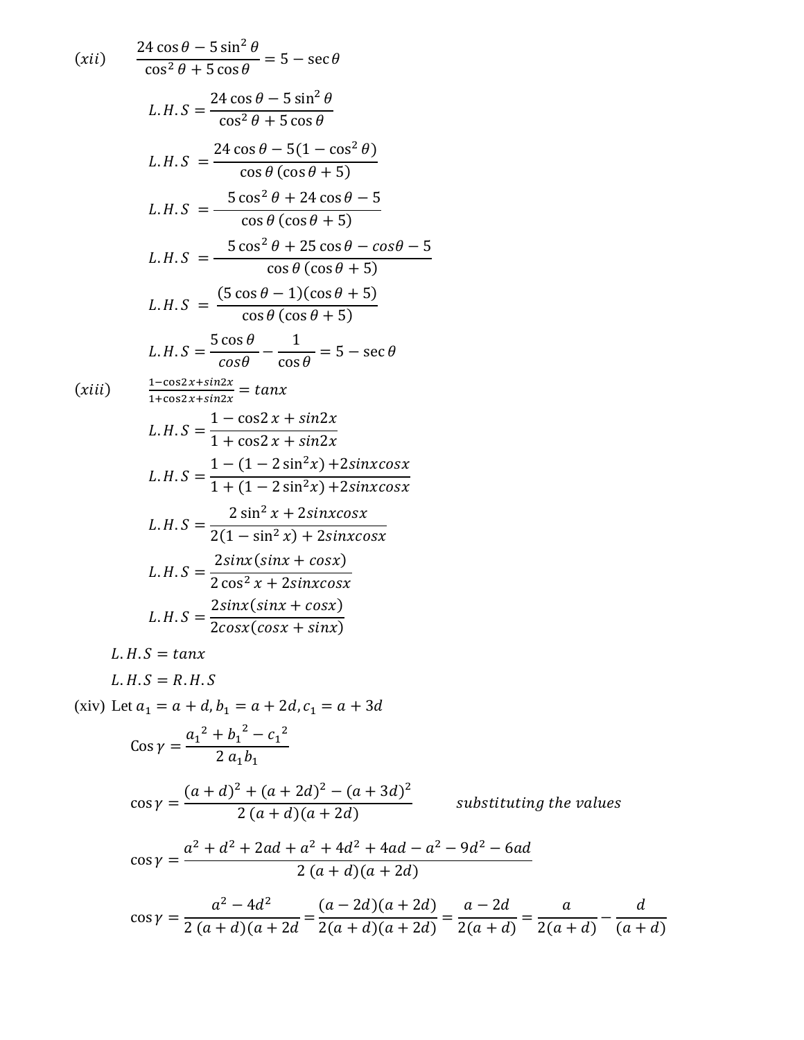(*xii*) $\dfrac{24\cos\theta - 5\sin^2\theta}{\cos^2\theta + 5\cos\theta} = 5 - \sec\theta$

$$L.H.S = \frac{24\cos\theta - 5\sin^2\theta}{\cos^2\theta + 5\cos\theta}$$

$$L.H.S = \frac{24\cos\theta - 5(1-\cos^2\theta)}{\cos\theta\,(\cos\theta + 5)}$$

$$L.H.S = \frac{5\cos^2\theta + 24\cos\theta - 5}{\cos\theta\,(\cos\theta + 5)}$$

$$L.H.S = \frac{5\cos^2\theta + 25\cos\theta - \cos\theta - 5}{\cos\theta\,(\cos\theta + 5)}$$

$$L.H.S = \frac{(5\cos\theta - 1)(\cos\theta + 5)}{\cos\theta\,(\cos\theta + 5)}$$

$$L.H.S = \frac{5\cos\theta}{\cos\theta} - \frac{1}{\cos\theta} = 5 - \sec\theta$$

(*xiii*) $\frac{1-\cos 2x + \sin 2x}{1+\cos 2x + \sin 2x} = \tan x$

$$L.H.S = \frac{1 - \cos 2x + \sin 2x}{1 + \cos 2x + \sin 2x}$$

$$L.H.S = \frac{1 - (1 - 2\sin^2 x) + 2\sin x\cos x}{1 + (1 - 2\sin^2 x) + 2\sin x\cos x}$$

$$L.H.S = \frac{2\sin^2 x + 2\sin x\cos x}{2(1 - \sin^2 x) + 2\sin x\cos x}$$

$$L.H.S = \frac{2\sin x(\sin x + \cos x)}{2\cos^2 x + 2\sin x\cos x}$$

$$L.H.S = \frac{2\sin x(\sin x + \cos x)}{2\cos x(\cos x + \sin x)}$$

$L.H.S = \tan x$

$L.H.S = R.H.S$

(xiv) Let $a_1 = a + d, b_1 = a + 2d, c_1 = a + 3d$

$$\text{Cos}\,\gamma = \frac{{a_1}^2 + {b_1}^2 - {c_1}^2}{2\,a_1 b_1}$$

$$\cos\gamma = \frac{(a+d)^2 + (a+2d)^2 - (a+3d)^2}{2\,(a+d)(a+2d)} \qquad \textit{substituting the values}$$

$$\cos\gamma = \frac{a^2 + d^2 + 2ad + a^2 + 4d^2 + 4ad - a^2 - 9d^2 - 6ad}{2\,(a+d)(a+2d)}$$

$$\cos\gamma = \frac{a^2 - 4d^2}{2\,(a+d)(a+2d} = \frac{(a-2d)(a+2d)}{2(a+d)(a+2d)} = \frac{a-2d}{2(a+d)} = \frac{a}{2(a+d)} - \frac{d}{(a+d)}$$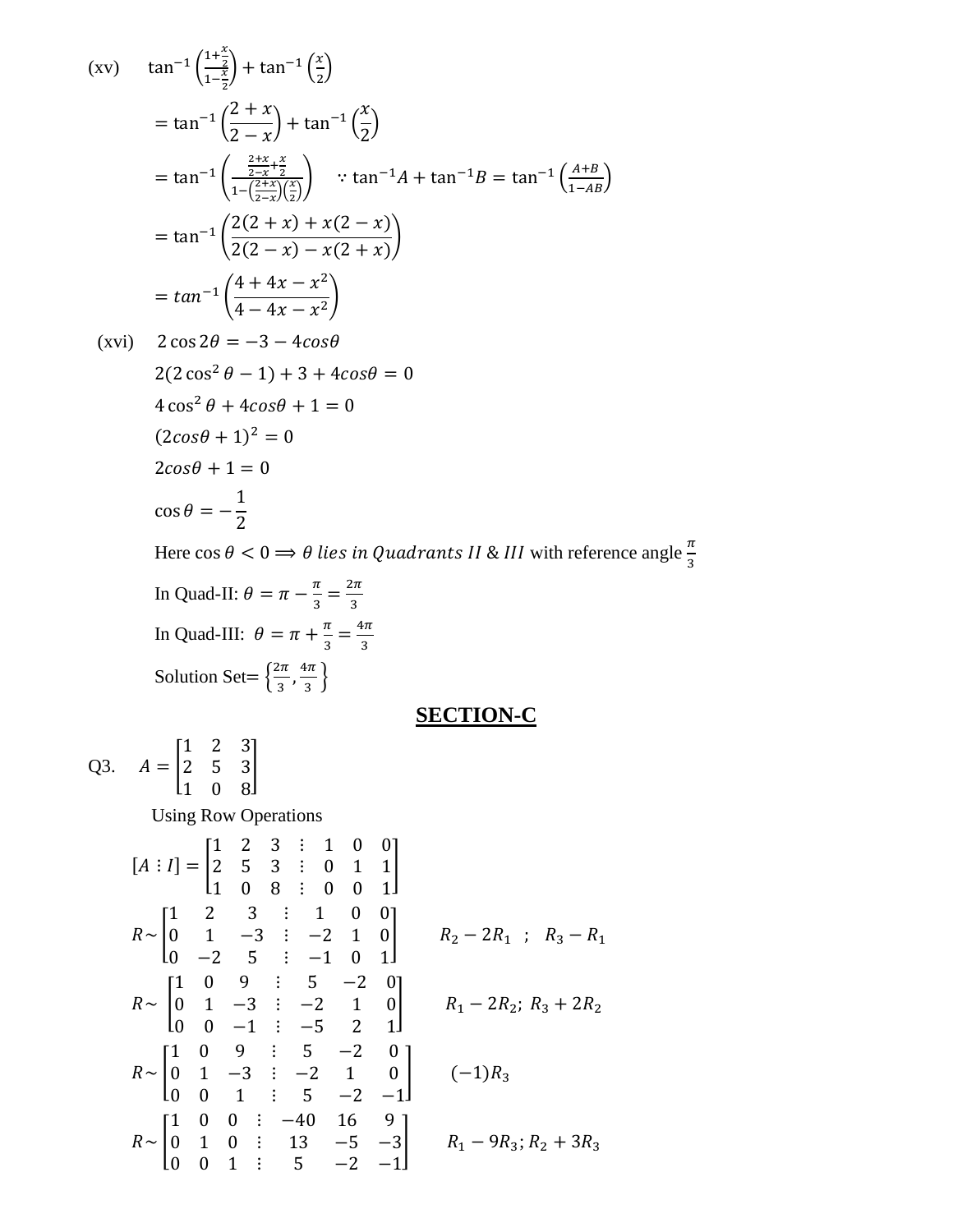(xv) $\tan^{-1}\left(\frac{1+\frac{x}{2}}{1-\frac{x}{2}}\right) + \tan^{-1}\left(\frac{x}{2}\right)$

$$= \tan^{-1}\left(\frac{2+x}{2-x}\right) + \tan^{-1}\left(\frac{x}{2}\right)$$

$$= \tan^{-1}\left(\frac{\frac{2+x}{2-x}+\frac{x}{2}}{1-\left(\frac{2+x}{2-x}\right)\left(\frac{x}{2}\right)}\right) \quad \because \tan^{-1}A + \tan^{-1}B = \tan^{-1}\left(\frac{A+B}{1-AB}\right)$$

$$= \tan^{-1}\left(\frac{2(2+x)+x(2-x)}{2(2-x)-x(2+x)}\right)$$

$$= tan^{-1}\left(\frac{4+4x-x^2}{4-4x-x^2}\right)$$

(xvi) $2\cos 2\theta = -3 - 4cos\theta$

$2(2\cos^2\theta - 1) + 3 + 4cos\theta = 0$

$4\cos^2\theta + 4cos\theta + 1 = 0$

$(2cos\theta + 1)^2 = 0$

$2cos\theta + 1 = 0$

$\cos\theta = -\frac{1}{2}$

Here $\cos\theta < 0 \Longrightarrow \theta$ *lies in Quadrants II* & *III* with reference angle $\frac{\pi}{3}$

In Quad-II: $\theta = \pi - \frac{\pi}{3} = \frac{2\pi}{3}$

In Quad-III: $\theta = \pi + \frac{\pi}{3} = \frac{4\pi}{3}$

Solution Set$=\left\{\frac{2\pi}{3}, \frac{4\pi}{3}\right\}$

## SECTION-C

Q3. $A = \begin{bmatrix} 1 & 2 & 3 \\ 2 & 5 & 3 \\ 1 & 0 & 8 \end{bmatrix}$

Using Row Operations

$$[A \vdots I] = \begin{bmatrix} 1 & 2 & 3 & \vdots & 1 & 0 & 0 \\ 2 & 5 & 3 & \vdots & 0 & 1 & 1 \\ 1 & 0 & 8 & \vdots & 0 & 0 & 1 \end{bmatrix}$$

$$R\sim\begin{bmatrix} 1 & 2 & 3 & \vdots & 1 & 0 & 0 \\ 0 & 1 & -3 & \vdots & -2 & 1 & 0 \\ 0 & -2 & 5 & \vdots & -1 & 0 & 1 \end{bmatrix} \qquad R_2 - 2R_1 \ ; \ \ R_3 - R_1$$

$$R\sim\begin{bmatrix} 1 & 0 & 9 & \vdots & 5 & -2 & 0 \\ 0 & 1 & -3 & \vdots & -2 & 1 & 0 \\ 0 & 0 & -1 & \vdots & -5 & 2 & 1 \end{bmatrix} \qquad R_1 - 2R_2; \ R_3 + 2R_2$$

$$R\sim\begin{bmatrix} 1 & 0 & 9 & \vdots & 5 & -2 & 0 \\ 0 & 1 & -3 & \vdots & -2 & 1 & 0 \\ 0 & 0 & 1 & \vdots & 5 & -2 & -1 \end{bmatrix} \qquad (-1)R_3$$

$$R\sim\begin{bmatrix} 1 & 0 & 0 & \vdots & -40 & 16 & 9 \\ 0 & 1 & 0 & \vdots & 13 & -5 & -3 \\ 0 & 0 & 1 & \vdots & 5 & -2 & -1 \end{bmatrix} \qquad R_1 - 9R_3; R_2 + 3R_3$$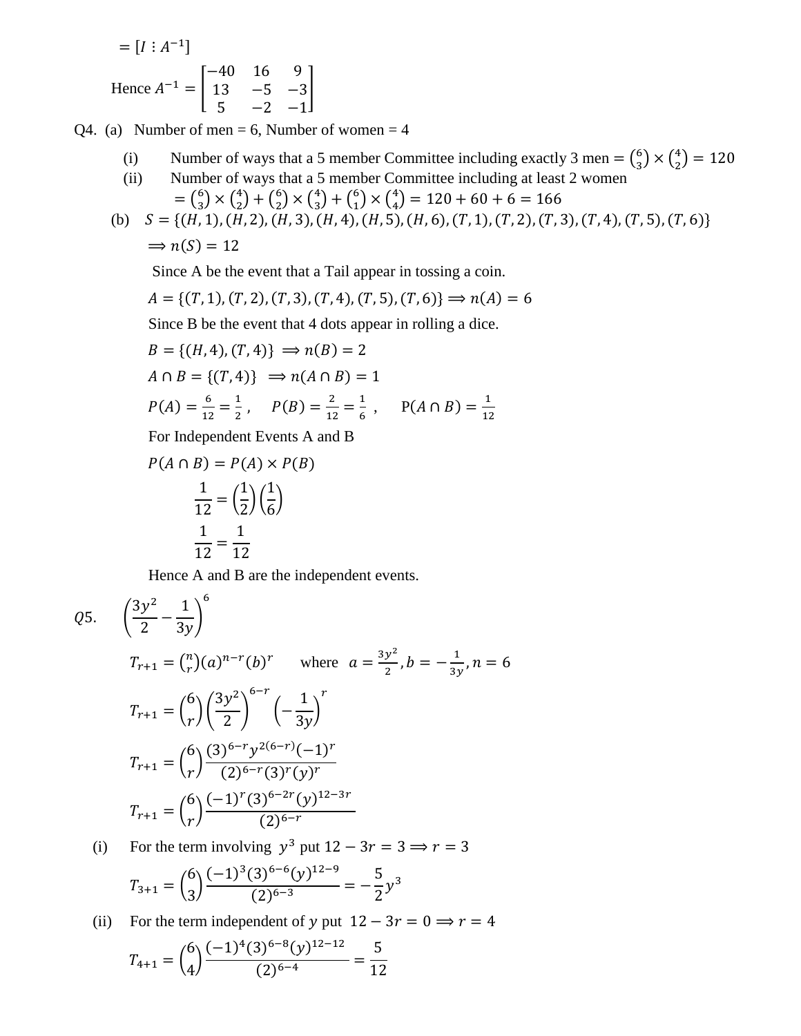$= [I \vdots A^{-1}]$

Hence $A^{-1} = \begin{bmatrix} -40 & 16 & 9 \\ 13 & -5 & -3 \\ 5 & -2 & -1 \end{bmatrix}$

Q4. (a) Number of men = 6, Number of women = 4

(i) Number of ways that a 5 member Committee including exactly 3 men $= \binom{6}{3} \times \binom{4}{2} = 120$

(ii) Number of ways that a 5 member Committee including at least 2 women

$= \binom{6}{3} \times \binom{4}{2} + \binom{6}{2} \times \binom{4}{3} + \binom{6}{1} \times \binom{4}{4} = 120 + 60 + 6 = 166$

(b) $S = \{(H,1),(H,2),(H,3),(H,4),(H,5),(H,6),(T,1),(T,2),(T,3),(T,4),(T,5),(T,6)\}$

$\Longrightarrow n(S) = 12$

Since A be the event that a Tail appear in tossing a coin.

$A = \{(T,1),(T,2),(T,3),(T,4),(T,5),(T,6)\} \Longrightarrow n(A) = 6$

Since B be the event that 4 dots appear in rolling a dice.

$B = \{(H,4),(T,4)\} \Longrightarrow n(B) = 2$

$A \cap B = \{(T,4)\} \Longrightarrow n(A \cap B) = 1$

$P(A) = \frac{6}{12} = \frac{1}{2}$, $\quad P(B) = \frac{2}{12} = \frac{1}{6}$, $\quad P(A \cap B) = \frac{1}{12}$

For Independent Events A and B

$P(A \cap B) = P(A) \times P(B)$

$$\frac{1}{12} = \left(\frac{1}{2}\right)\left(\frac{1}{6}\right)$$

$$\frac{1}{12} = \frac{1}{12}$$

Hence A and B are the independent events.

Q5. $\left(\frac{3y^2}{2} - \frac{1}{3y}\right)^6$

$T_{r+1} = \binom{n}{r}(a)^{n-r}(b)^r \quad$ where $a = \frac{3y^2}{2}, b = -\frac{1}{3y}, n = 6$

$$T_{r+1} = \binom{6}{r}\left(\frac{3y^2}{2}\right)^{6-r}\left(-\frac{1}{3y}\right)^r$$

$$T_{r+1} = \binom{6}{r}\frac{(3)^{6-r}y^{2(6-r)}(-1)^r}{(2)^{6-r}(3)^r(y)^r}$$

$$T_{r+1} = \binom{6}{r}\frac{(-1)^r(3)^{6-2r}(y)^{12-3r}}{(2)^{6-r}}$$

(i) For the term involving $y^3$ put $12 - 3r = 3 \Longrightarrow r = 3$

$$T_{3+1} = \binom{6}{3}\frac{(-1)^3(3)^{6-6}(y)^{12-9}}{(2)^{6-3}} = -\frac{5}{2}y^3$$

(ii) For the term independent of $y$ put $12 - 3r = 0 \Longrightarrow r = 4$

$$T_{4+1} = \binom{6}{4}\frac{(-1)^4(3)^{6-8}(y)^{12-12}}{(2)^{6-4}} = \frac{5}{12}$$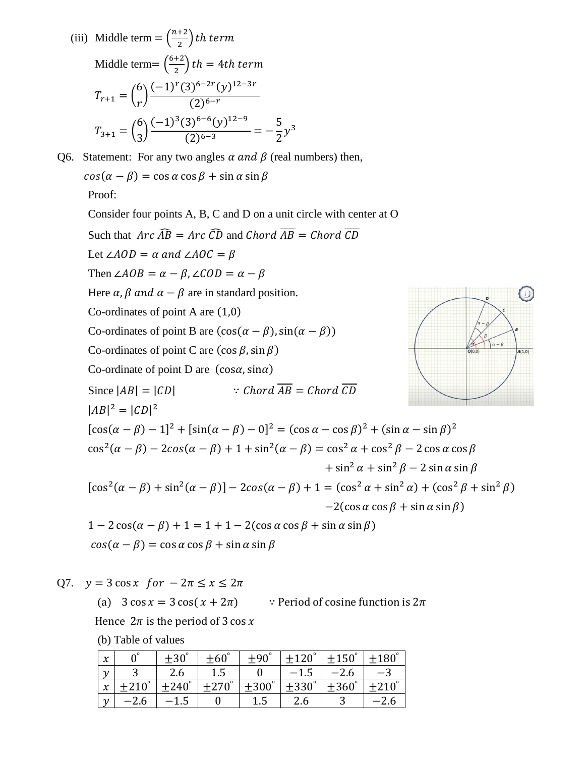(iii) Middle term $= \left(\frac{n+2}{2}\right) th\ term$

Middle term$= \left(\frac{6+2}{2}\right) th = 4th\ term$

$$T_{r+1} = \binom{6}{r} \frac{(-1)^r (3)^{6-2r} (y)^{12-3r}}{(2)^{6-r}}$$

$$T_{3+1} = \binom{6}{3} \frac{(-1)^3 (3)^{6-6} (y)^{12-9}}{(2)^{6-3}} = -\frac{5}{2} y^3$$

Q6. Statement: For any two angles $\alpha\ and\ \beta$ (real numbers) then,

$cos(\alpha - \beta) = \cos\alpha \cos\beta + \sin\alpha \sin\beta$

Proof:

Consider four points A, B, C and D on a unit circle with center at O

Such that $Arc\ \widehat{AB} = Arc\ \widehat{CD}$ and $Chord\ \overline{AB} = Chord\ \overline{CD}$

Let $\angle AOD = \alpha\ and\ \angle AOC = \beta$

Then $\angle AOB = \alpha - \beta, \angle COD = \alpha - \beta$

Here $\alpha, \beta\ and\ \alpha - \beta$ are in standard position.

Co-ordinates of point A are $(1,0)$

Co-ordinates of point B are $(\cos(\alpha - \beta), \sin(\alpha - \beta))$

Co-ordinates of point C are $(\cos\beta, \sin\beta)$

Co-ordinate of point D are $(\cos\alpha, \sin\alpha)$

Since $|AB| = |CD|$ $\qquad \because Chord\ \overline{AB} = Chord\ \overline{CD}$

$|AB|^2 = |CD|^2$

$[\cos(\alpha - \beta) - 1]^2 + [\sin(\alpha - \beta) - 0]^2 = (\cos\alpha - \cos\beta)^2 + (\sin\alpha - \sin\beta)^2$

$\cos^2(\alpha - \beta) - 2cos(\alpha - \beta) + 1 + \sin^2(\alpha - \beta) = \cos^2\alpha + \cos^2\beta - 2\cos\alpha\cos\beta + \sin^2\alpha + \sin^2\beta - 2\sin\alpha\sin\beta$

$[\cos^2(\alpha - \beta) + \sin^2(\alpha - \beta)] - 2cos(\alpha - \beta) + 1 = (\cos^2\alpha + \sin^2\alpha) + (\cos^2\beta + \sin^2\beta) - 2(\cos\alpha\cos\beta + \sin\alpha\sin\beta)$

$1 - 2\cos(\alpha - \beta) + 1 = 1 + 1 - 2(\cos\alpha\cos\beta + \sin\alpha\sin\beta)$

$cos(\alpha - \beta) = \cos\alpha\cos\beta + \sin\alpha\sin\beta$

Q7. $y = 3\cos x \quad for\ -2\pi \leq x \leq 2\pi$

(a) $3\cos x = 3\cos(x + 2\pi)$ $\qquad \because$ Period of cosine function is $2\pi$

Hence $2\pi$ is the period of $3\cos x$

(b) Table of values

| $x$ | $0^\circ$ | $\pm30^\circ$ | $\pm60^\circ$ | $\pm90^\circ$ | $\pm120^\circ$ | $\pm150^\circ$ | $\pm180^\circ$ |
|---|---|---|---|---|---|---|---|
| $y$ | 3 | 2.6 | 1.5 | 0 | $-1.5$ | $-2.6$ | $-3$ |
| $x$ | $\pm210^\circ$ | $\pm240^\circ$ | $\pm270^\circ$ | $\pm300^\circ$ | $\pm330^\circ$ | $\pm360^\circ$ | $\pm210^\circ$ |
| $y$ | $-2.6$ | $-1.5$ | 0 | 1.5 | 2.6 | 3 | $-2.6$ |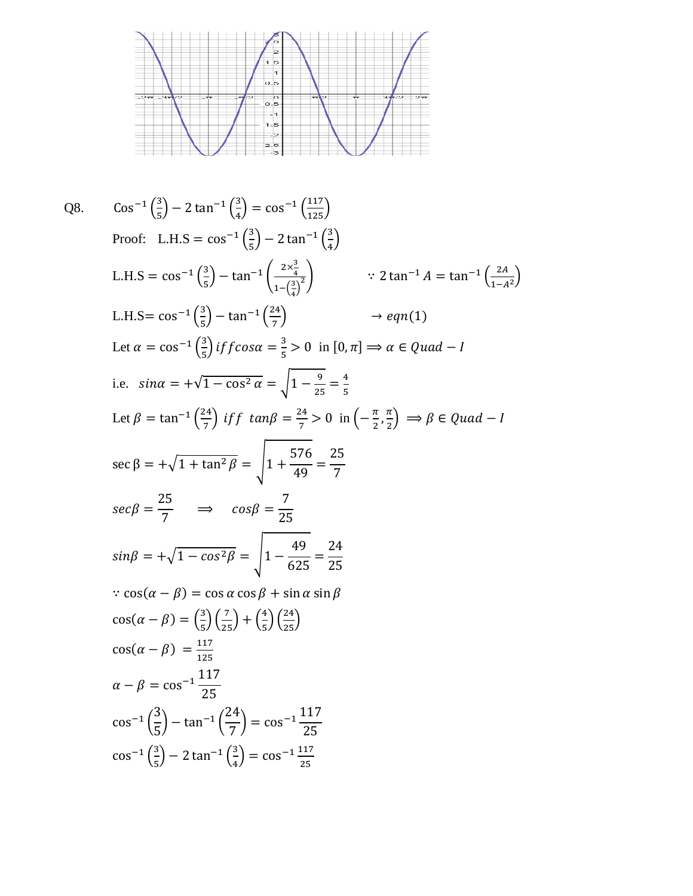3
2.5
2
1.5
1
0.5
0
-0.5
-1
-1.5
-2
-2.5
-3
-2π -3π/2 -π -π/2 0 π/2 π 3π/2 2π

Q8. $\operatorname{Cos}^{-1}\left(\frac{3}{5}\right) - 2\tan^{-1}\left(\frac{3}{4}\right) = \cos^{-1}\left(\frac{117}{125}\right)$

Proof: L.H.S $= \cos^{-1}\left(\frac{3}{5}\right) - 2\tan^{-1}\left(\frac{3}{4}\right)$

L.H.S $= \cos^{-1}\left(\frac{3}{5}\right) - \tan^{-1}\left(\frac{2\times\frac{3}{4}}{1-\left(\frac{3}{4}\right)^2}\right)$ $\quad\because 2\tan^{-1}A = \tan^{-1}\left(\frac{2A}{1-A^2}\right)$

L.H.S= $\cos^{-1}\left(\frac{3}{5}\right) - \tan^{-1}\left(\frac{24}{7}\right)$ $\quad\rightarrow eqn(1)$

Let $\alpha = \cos^{-1}\left(\frac{3}{5}\right)\, iff \cos\alpha = \frac{3}{5} > 0$ in $[0,\pi] \Longrightarrow \alpha \in Quad - I$

i.e. $sin\alpha = +\sqrt{1-\cos^2\alpha} = \sqrt{1-\frac{9}{25}} = \frac{4}{5}$

Let $\beta = \tan^{-1}\left(\frac{24}{7}\right)\; iff\; tan\beta = \frac{24}{7} > 0$ in $\left(-\frac{\pi}{2},\frac{\pi}{2}\right) \Longrightarrow \beta \in Quad - I$

$$\sec\beta = +\sqrt{1+\tan^2\beta} = \sqrt{1+\frac{576}{49}} = \frac{25}{7}$$

$$sec\beta = \frac{25}{7} \quad \Longrightarrow \quad cos\beta = \frac{7}{25}$$

$$sin\beta = +\sqrt{1-cos^2\beta} = \sqrt{1-\frac{49}{625}} = \frac{24}{25}$$

$\because \cos(\alpha-\beta) = \cos\alpha\cos\beta + \sin\alpha\sin\beta$

$\cos(\alpha-\beta) = \left(\frac{3}{5}\right)\left(\frac{7}{25}\right) + \left(\frac{4}{5}\right)\left(\frac{24}{25}\right)$

$\cos(\alpha-\beta) = \frac{117}{125}$

$$\alpha - \beta = \cos^{-1}\frac{117}{25}$$

$$\cos^{-1}\left(\frac{3}{5}\right) - \tan^{-1}\left(\frac{24}{7}\right) = \cos^{-1}\frac{117}{25}$$

$\cos^{-1}\left(\frac{3}{5}\right) - 2\tan^{-1}\left(\frac{3}{4}\right) = \cos^{-1}\frac{117}{25}$